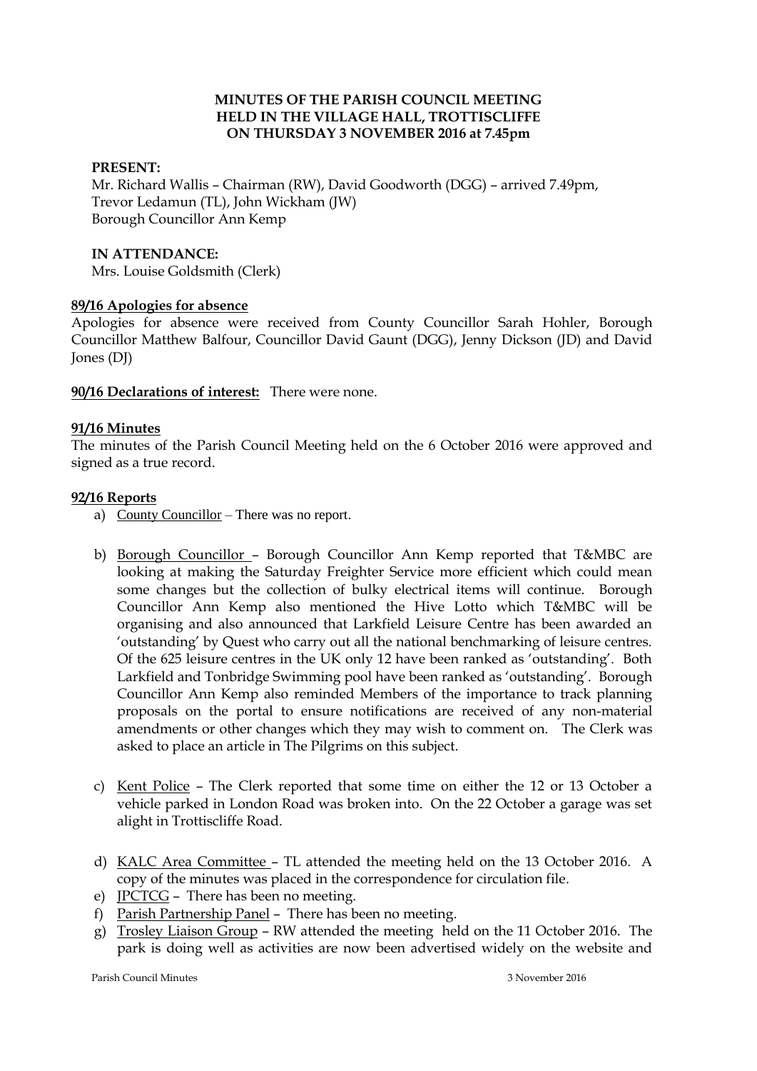**MINUTES OF THE PARISH COUNCIL MEETING**
**HELD IN THE VILLAGE HALL, TROTTISCLIFFE**
**ON THURSDAY 3 NOVEMBER 2016 at 7.45pm**

**PRESENT:**
Mr. Richard Wallis – Chairman (RW), David Goodworth (DGG) – arrived 7.49pm, Trevor Ledamun (TL), John Wickham (JW)
Borough Councillor Ann Kemp

**IN ATTENDANCE:**
Mrs. Louise Goldsmith (Clerk)

**89/16 Apologies for absence**

Apologies for absence were received from County Councillor Sarah Hohler, Borough Councillor Matthew Balfour, Councillor David Gaunt (DGG), Jenny Dickson (JD) and David Jones (DJ)

**90/16 Declarations of interest:** There were none.

**91/16 Minutes**

The minutes of the Parish Council Meeting held on the 6 October 2016 were approved and signed as a true record.

**92/16 Reports**

a) County Councillor – There was no report.

b) Borough Councillor – Borough Councillor Ann Kemp reported that T&MBC are looking at making the Saturday Freighter Service more efficient which could mean some changes but the collection of bulky electrical items will continue. Borough Councillor Ann Kemp also mentioned the Hive Lotto which T&MBC will be organising and also announced that Larkfield Leisure Centre has been awarded an 'outstanding' by Quest who carry out all the national benchmarking of leisure centres. Of the 625 leisure centres in the UK only 12 have been ranked as 'outstanding'. Both Larkfield and Tonbridge Swimming pool have been ranked as 'outstanding'. Borough Councillor Ann Kemp also reminded Members of the importance to track planning proposals on the portal to ensure notifications are received of any non-material amendments or other changes which they may wish to comment on. The Clerk was asked to place an article in The Pilgrims on this subject.

c) Kent Police – The Clerk reported that some time on either the 12 or 13 October a vehicle parked in London Road was broken into. On the 22 October a garage was set alight in Trottiscliffe Road.

d) KALC Area Committee – TL attended the meeting held on the 13 October 2016. A copy of the minutes was placed in the correspondence for circulation file.

e) JPCTCG – There has been no meeting.

f) Parish Partnership Panel – There has been no meeting.

g) Trosley Liaison Group – RW attended the meeting held on the 11 October 2016. The park is doing well as activities are now been advertised widely on the website and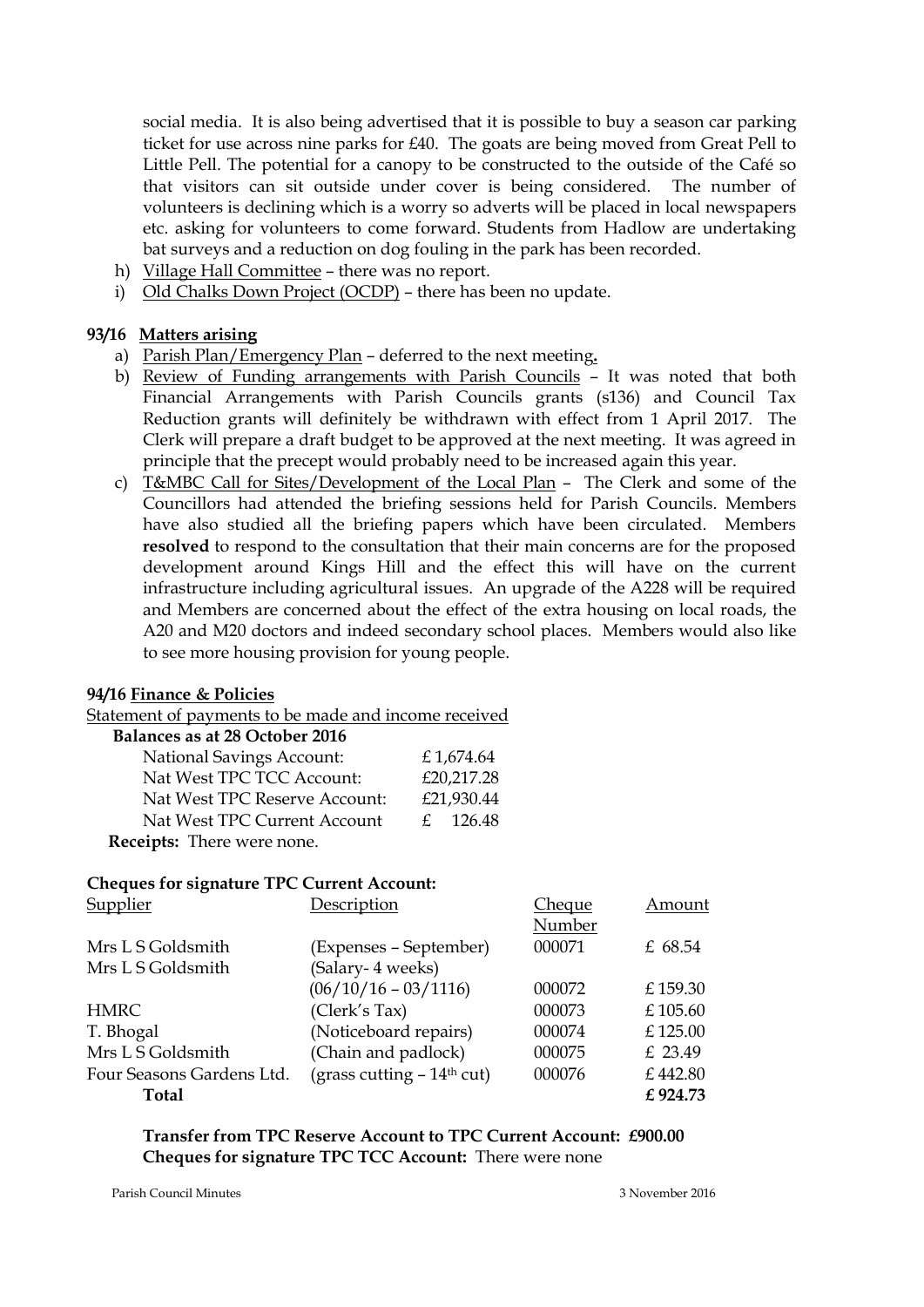social media. It is also being advertised that it is possible to buy a season car parking ticket for use across nine parks for £40. The goats are being moved from Great Pell to Little Pell. The potential for a canopy to be constructed to the outside of the Café so that visitors can sit outside under cover is being considered. The number of volunteers is declining which is a worry so adverts will be placed in local newspapers etc. asking for volunteers to come forward. Students from Hadlow are undertaking bat surveys and a reduction on dog fouling in the park has been recorded.

h) Village Hall Committee – there was no report.
i) Old Chalks Down Project (OCDP) – there has been no update.

**93/16 Matters arising**

a) Parish Plan/Emergency Plan – deferred to the next meeting**.**
b) Review of Funding arrangements with Parish Councils – It was noted that both Financial Arrangements with Parish Councils grants (s136) and Council Tax Reduction grants will definitely be withdrawn with effect from 1 April 2017. The Clerk will prepare a draft budget to be approved at the next meeting. It was agreed in principle that the precept would probably need to be increased again this year.
c) T&MBC Call for Sites/Development of the Local Plan – The Clerk and some of the Councillors had attended the briefing sessions held for Parish Councils. Members have also studied all the briefing papers which have been circulated. Members **resolved** to respond to the consultation that their main concerns are for the proposed development around Kings Hill and the effect this will have on the current infrastructure including agricultural issues. An upgrade of the A228 will be required and Members are concerned about the effect of the extra housing on local roads, the A20 and M20 doctors and indeed secondary school places. Members would also like to see more housing provision for young people.

**94/16 Finance & Policies**

Statement of payments to be made and income received

**Balances as at 28 October 2016**

| | |
|---|---|
| National Savings Account: | £ 1,674.64 |
| Nat West TPC TCC Account: | £20,217.28 |
| Nat West TPC Reserve Account: | £21,930.44 |
| Nat West TPC Current Account | £ 126.48 |

**Receipts:** There were none.

**Cheques for signature TPC Current Account:**

| Supplier | Description | Cheque Number | Amount |
|---|---|---|---|
| Mrs L S Goldsmith | (Expenses – September) | 000071 | £ 68.54 |
| Mrs L S Goldsmith | (Salary- 4 weeks) (06/10/16 – 03/1116) | 000072 | £ 159.30 |
| HMRC | (Clerk's Tax) | 000073 | £ 105.60 |
| T. Bhogal | (Noticeboard repairs) | 000074 | £ 125.00 |
| Mrs L S Goldsmith | (Chain and padlock) | 000075 | £ 23.49 |
| Four Seasons Gardens Ltd. | (grass cutting – 14th cut) | 000076 | £ 442.80 |
| **Total** | | | **£ 924.73** |

**Transfer from TPC Reserve Account to TPC Current Account: £900.00**
**Cheques for signature TPC TCC Account:** There were none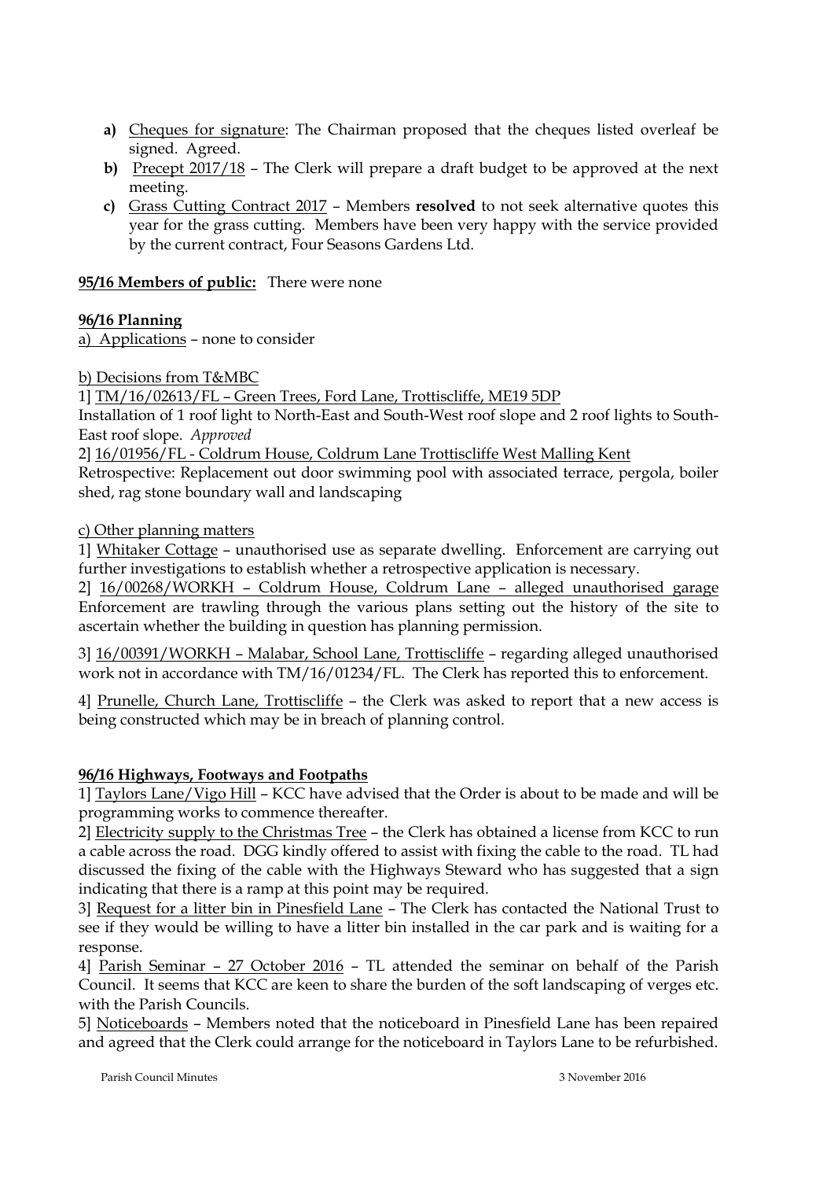- **a)** Cheques for signature: The Chairman proposed that the cheques listed overleaf be signed. Agreed.
- **b)** Precept 2017/18 – The Clerk will prepare a draft budget to be approved at the next meeting.
- **c)** Grass Cutting Contract 2017 – Members **resolved** to not seek alternative quotes this year for the grass cutting. Members have been very happy with the service provided by the current contract, Four Seasons Gardens Ltd.

**95/16 Members of public:** There were none

**96/16 Planning**

a) Applications – none to consider

b) Decisions from T&MBC

1] TM/16/02613/FL – Green Trees, Ford Lane, Trottiscliffe, ME19 5DP
Installation of 1 roof light to North-East and South-West roof slope and 2 roof lights to South-East roof slope. *Approved*

2] 16/01956/FL - Coldrum House, Coldrum Lane Trottiscliffe West Malling Kent
Retrospective: Replacement out door swimming pool with associated terrace, pergola, boiler shed, rag stone boundary wall and landscaping

c) Other planning matters

1] Whitaker Cottage – unauthorised use as separate dwelling. Enforcement are carrying out further investigations to establish whether a retrospective application is necessary.

2] 16/00268/WORKH – Coldrum House, Coldrum Lane – alleged unauthorised garage
Enforcement are trawling through the various plans setting out the history of the site to ascertain whether the building in question has planning permission.

3] 16/00391/WORKH – Malabar, School Lane, Trottiscliffe – regarding alleged unauthorised work not in accordance with TM/16/01234/FL. The Clerk has reported this to enforcement.

4] Prunelle, Church Lane, Trottiscliffe – the Clerk was asked to report that a new access is being constructed which may be in breach of planning control.

**96/16 Highways, Footways and Footpaths**

1] Taylors Lane/Vigo Hill – KCC have advised that the Order is about to be made and will be programming works to commence thereafter.

2] Electricity supply to the Christmas Tree – the Clerk has obtained a license from KCC to run a cable across the road. DGG kindly offered to assist with fixing the cable to the road. TL had discussed the fixing of the cable with the Highways Steward who has suggested that a sign indicating that there is a ramp at this point may be required.

3] Request for a litter bin in Pinesfield Lane – The Clerk has contacted the National Trust to see if they would be willing to have a litter bin installed in the car park and is waiting for a response.

4] Parish Seminar – 27 October 2016 – TL attended the seminar on behalf of the Parish Council. It seems that KCC are keen to share the burden of the soft landscaping of verges etc. with the Parish Councils.

5] Noticeboards – Members noted that the noticeboard in Pinesfield Lane has been repaired and agreed that the Clerk could arrange for the noticeboard in Taylors Lane to be refurbished.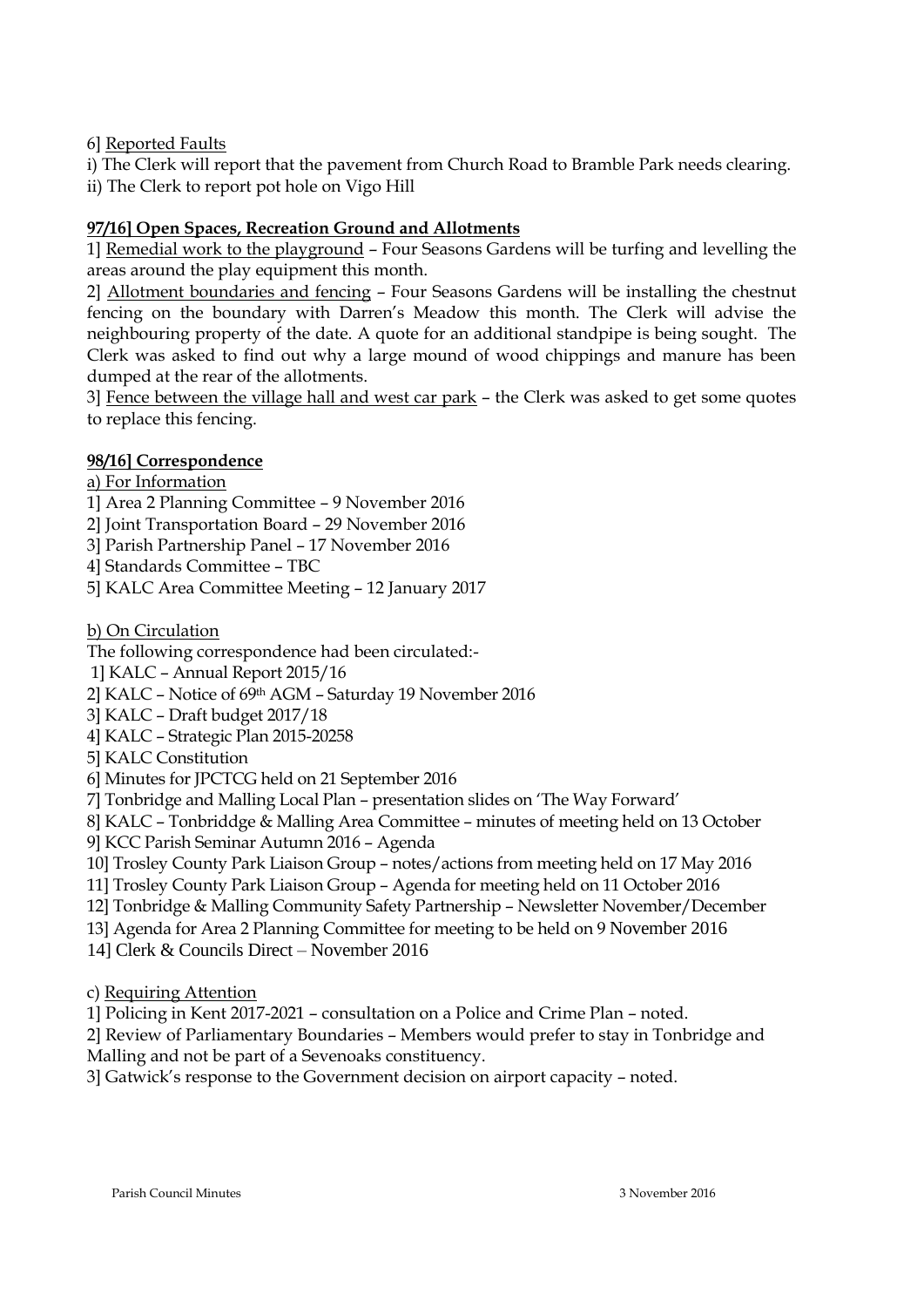6] Reported Faults

i) The Clerk will report that the pavement from Church Road to Bramble Park needs clearing.

ii) The Clerk to report pot hole on Vigo Hill

**97/16] Open Spaces, Recreation Ground and Allotments**

1] Remedial work to the playground – Four Seasons Gardens will be turfing and levelling the areas around the play equipment this month.

2] Allotment boundaries and fencing – Four Seasons Gardens will be installing the chestnut fencing on the boundary with Darren's Meadow this month. The Clerk will advise the neighbouring property of the date. A quote for an additional standpipe is being sought. The Clerk was asked to find out why a large mound of wood chippings and manure has been dumped at the rear of the allotments.

3] Fence between the village hall and west car park – the Clerk was asked to get some quotes to replace this fencing.

**98/16] Correspondence**

a) For Information

1] Area 2 Planning Committee – 9 November 2016

2] Joint Transportation Board – 29 November 2016

3] Parish Partnership Panel – 17 November 2016

4] Standards Committee – TBC

5] KALC Area Committee Meeting – 12 January 2017

b) On Circulation

The following correspondence had been circulated:-

1] KALC – Annual Report 2015/16

2] KALC – Notice of 69th AGM – Saturday 19 November 2016

3] KALC – Draft budget 2017/18

4] KALC – Strategic Plan 2015-20258

5] KALC Constitution

6] Minutes for JPCTCG held on 21 September 2016

7] Tonbridge and Malling Local Plan – presentation slides on 'The Way Forward'

8] KALC – Tonbriddge & Malling Area Committee – minutes of meeting held on 13 October

9] KCC Parish Seminar Autumn 2016 – Agenda

10] Trosley County Park Liaison Group – notes/actions from meeting held on 17 May 2016

11] Trosley County Park Liaison Group – Agenda for meeting held on 11 October 2016

12] Tonbridge & Malling Community Safety Partnership – Newsletter November/December

13] Agenda for Area 2 Planning Committee for meeting to be held on 9 November 2016

14] Clerk & Councils Direct – November 2016

c) Requiring Attention

1] Policing in Kent 2017-2021 – consultation on a Police and Crime Plan – noted.

2] Review of Parliamentary Boundaries – Members would prefer to stay in Tonbridge and Malling and not be part of a Sevenoaks constituency.

3] Gatwick's response to the Government decision on airport capacity – noted.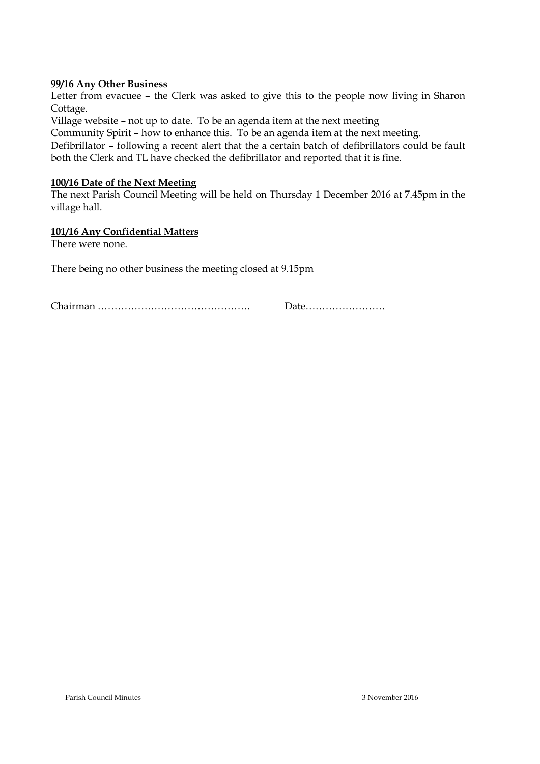**99/16 Any Other Business**

Letter from evacuee – the Clerk was asked to give this to the people now living in Sharon Cottage.

Village website – not up to date. To be an agenda item at the next meeting

Community Spirit – how to enhance this. To be an agenda item at the next meeting.

Defibrillator – following a recent alert that the a certain batch of defibrillators could be fault both the Clerk and TL have checked the defibrillator and reported that it is fine.

**100/16 Date of the Next Meeting**

The next Parish Council Meeting will be held on Thursday 1 December 2016 at 7.45pm in the village hall.

**101/16 Any Confidential Matters**

There were none.

There being no other business the meeting closed at 9.15pm

Chairman ………………………………………. Date……………………